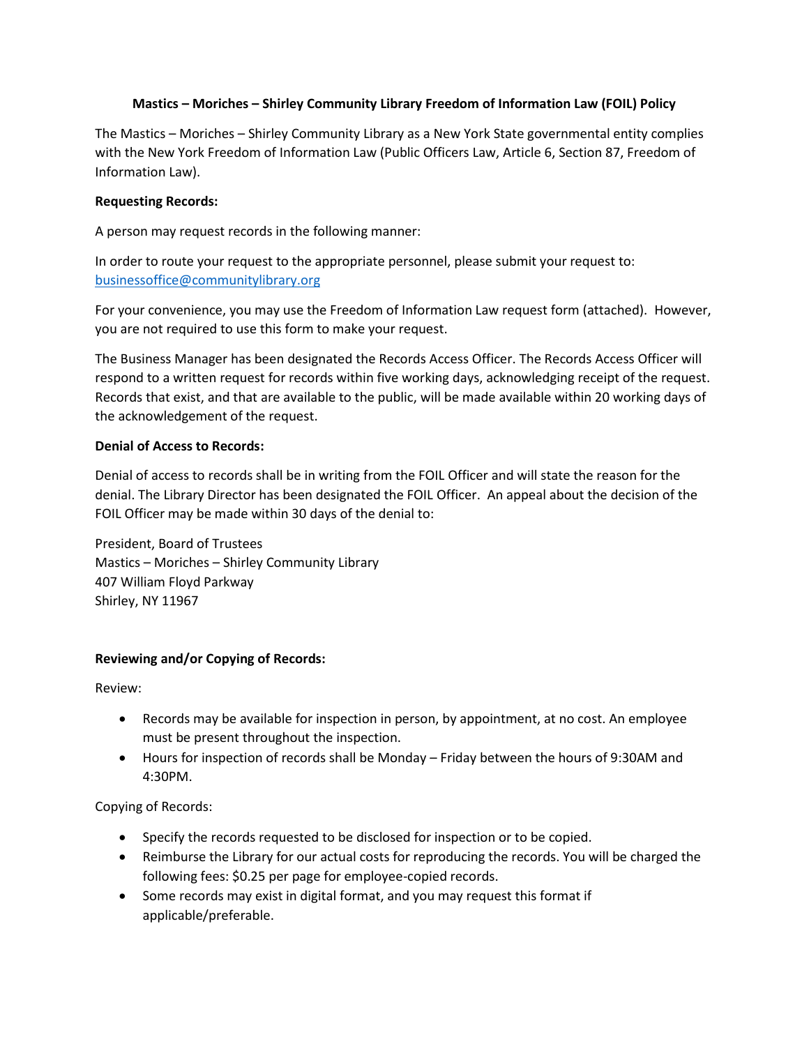# Mastics – Moriches – Shirley Community Library Freedom of Information Law (FOIL) Policy

The Mastics – Moriches – Shirley Community Library as a New York State governmental entity complies with the New York Freedom of Information Law (Public Officers Law, Article 6, Section 87, Freedom of Information Law).

**Requesting Records:**

A person may request records in the following manner:

In order to route your request to the appropriate personnel, please submit your request to: businessoffice@communitylibrary.org

For your convenience, you may use the Freedom of Information Law request form (attached). However, you are not required to use this form to make your request.

The Business Manager has been designated the Records Access Officer. The Records Access Officer will respond to a written request for records within five working days, acknowledging receipt of the request. Records that exist, and that are available to the public, will be made available within 20 working days of the acknowledgement of the request.

**Denial of Access to Records:**

Denial of access to records shall be in writing from the FOIL Officer and will state the reason for the denial. The Library Director has been designated the FOIL Officer. An appeal about the decision of the FOIL Officer may be made within 30 days of the denial to:

President, Board of Trustees
Mastics – Moriches – Shirley Community Library
407 William Floyd Parkway
Shirley, NY 11967

**Reviewing and/or Copying of Records:**

Review:

- Records may be available for inspection in person, by appointment, at no cost. An employee must be present throughout the inspection.
- Hours for inspection of records shall be Monday – Friday between the hours of 9:30AM and 4:30PM.

Copying of Records:

- Specify the records requested to be disclosed for inspection or to be copied.
- Reimburse the Library for our actual costs for reproducing the records. You will be charged the following fees: $0.25 per page for employee-copied records.
- Some records may exist in digital format, and you may request this format if applicable/preferable.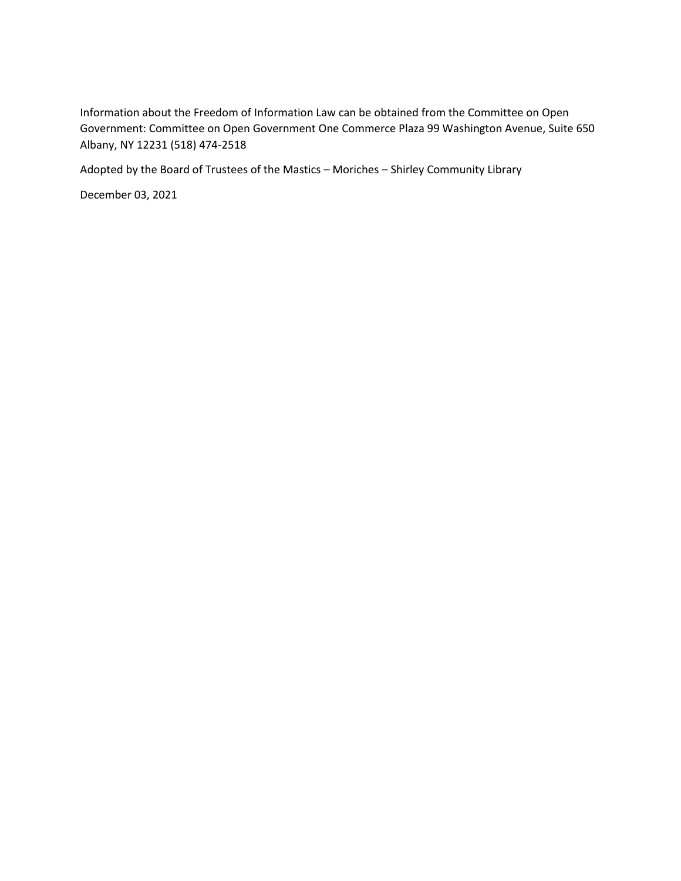Information about the Freedom of Information Law can be obtained from the Committee on Open Government: Committee on Open Government One Commerce Plaza 99 Washington Avenue, Suite 650 Albany, NY 12231 (518) 474-2518

Adopted by the Board of Trustees of the Mastics – Moriches – Shirley Community Library

December 03, 2021